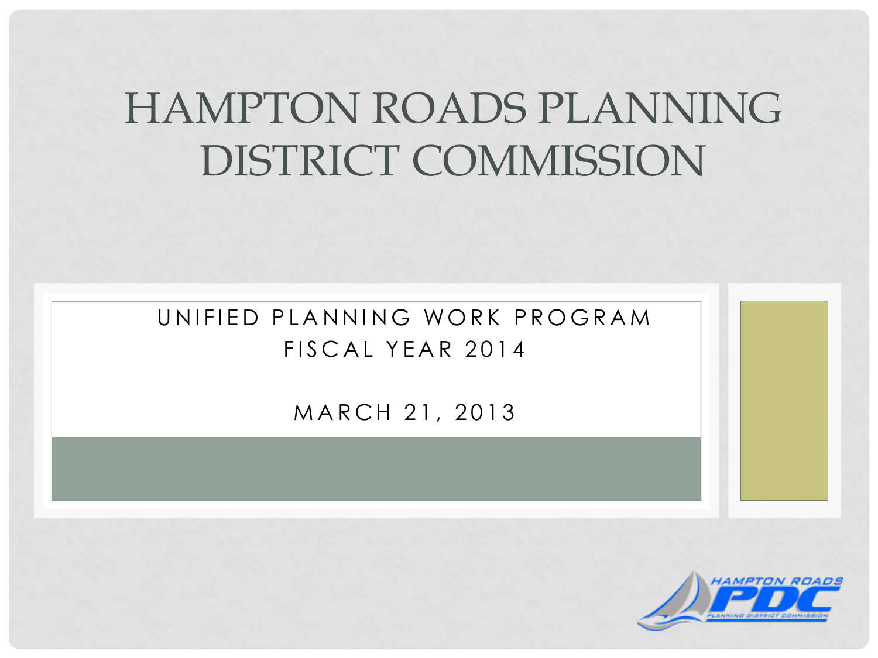# HAMPTON ROADS PLANNING DISTRICT COMMISSION

UNIFIED PLANNING WORK PROGRAM
FISCAL YEAR 2014

MARCH 21, 2013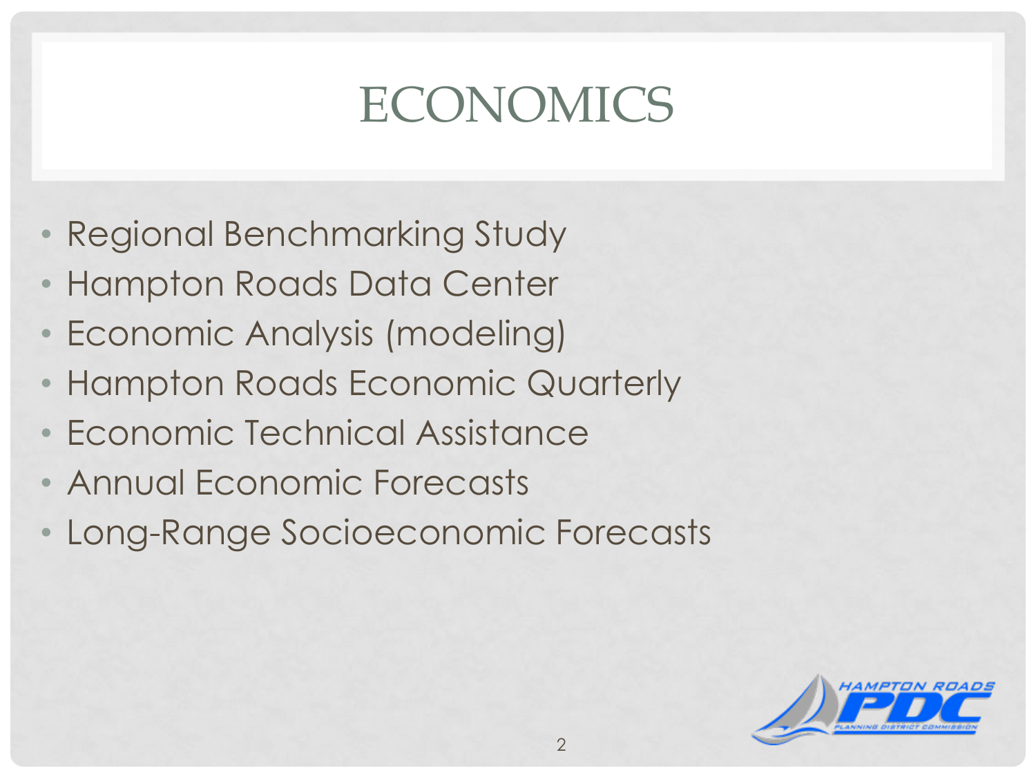# ECONOMICS

- Regional Benchmarking Study
- Hampton Roads Data Center
- Economic Analysis (modeling)
- Hampton Roads Economic Quarterly
- Economic Technical Assistance
- Annual Economic Forecasts
- Long-Range Socioeconomic Forecasts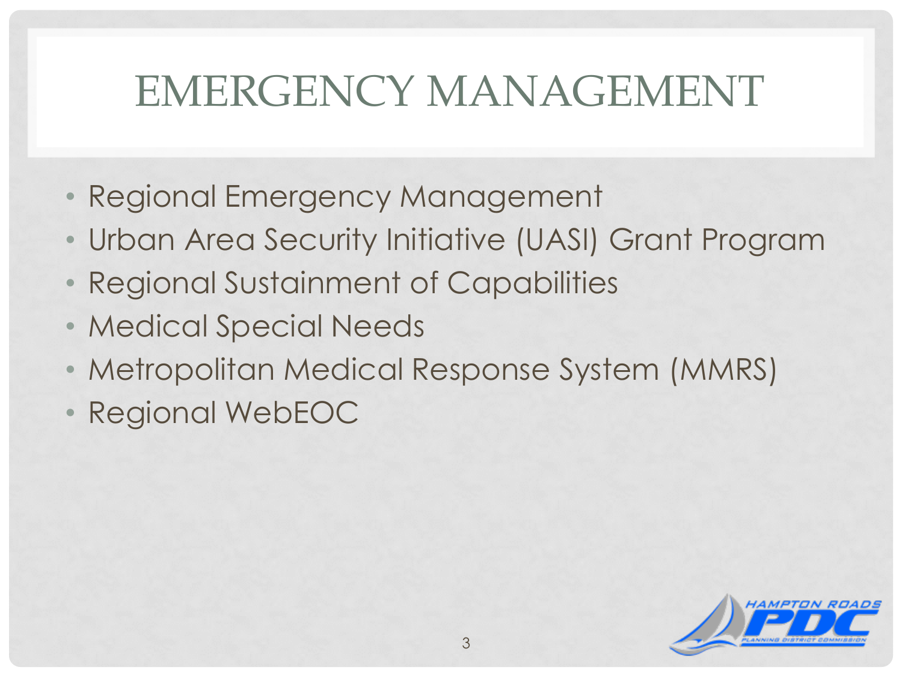# EMERGENCY MANAGEMENT

- Regional Emergency Management
- Urban Area Security Initiative (UASI) Grant Program
- Regional Sustainment of Capabilities
- Medical Special Needs
- Metropolitan Medical Response System (MMRS)
- Regional WebEOC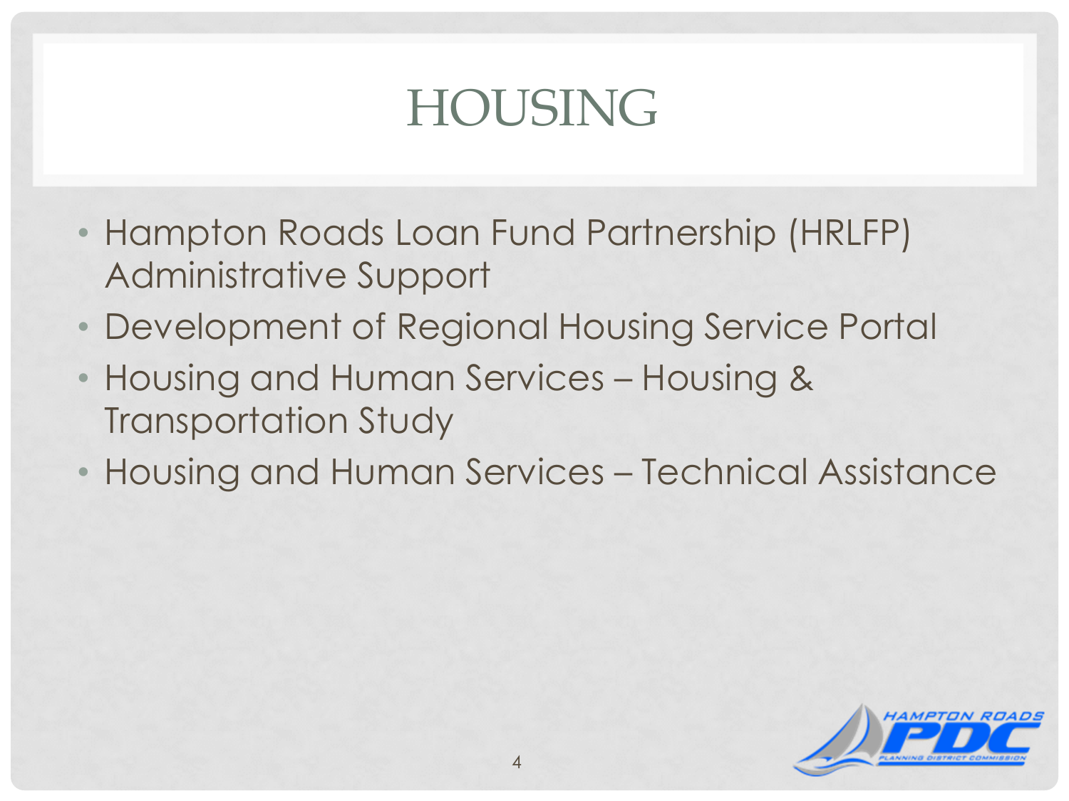# HOUSING

- Hampton Roads Loan Fund Partnership (HRLFP) Administrative Support
- Development of Regional Housing Service Portal
- Housing and Human Services – Housing & Transportation Study
- Housing and Human Services – Technical Assistance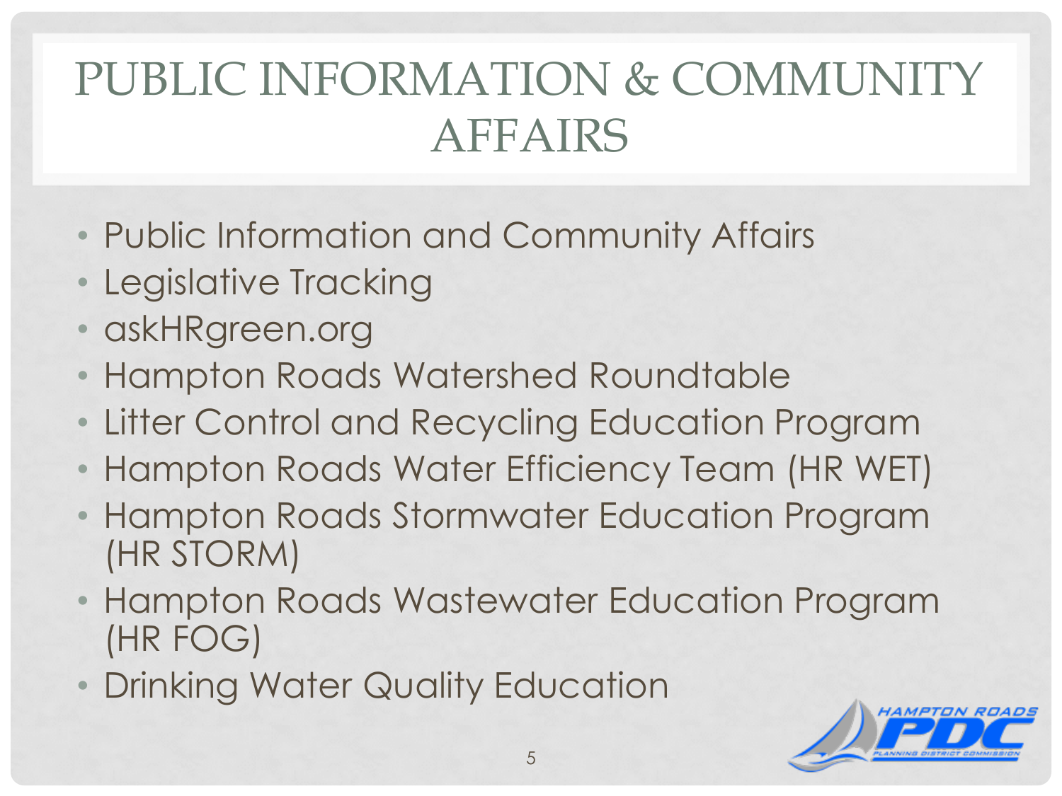# PUBLIC INFORMATION & COMMUNITY AFFAIRS

- Public Information and Community Affairs
- Legislative Tracking
- askHRgreen.org
- Hampton Roads Watershed Roundtable
- Litter Control and Recycling Education Program
- Hampton Roads Water Efficiency Team (HR WET)
- Hampton Roads Stormwater Education Program (HR STORM)
- Hampton Roads Wastewater Education Program (HR FOG)
- Drinking Water Quality Education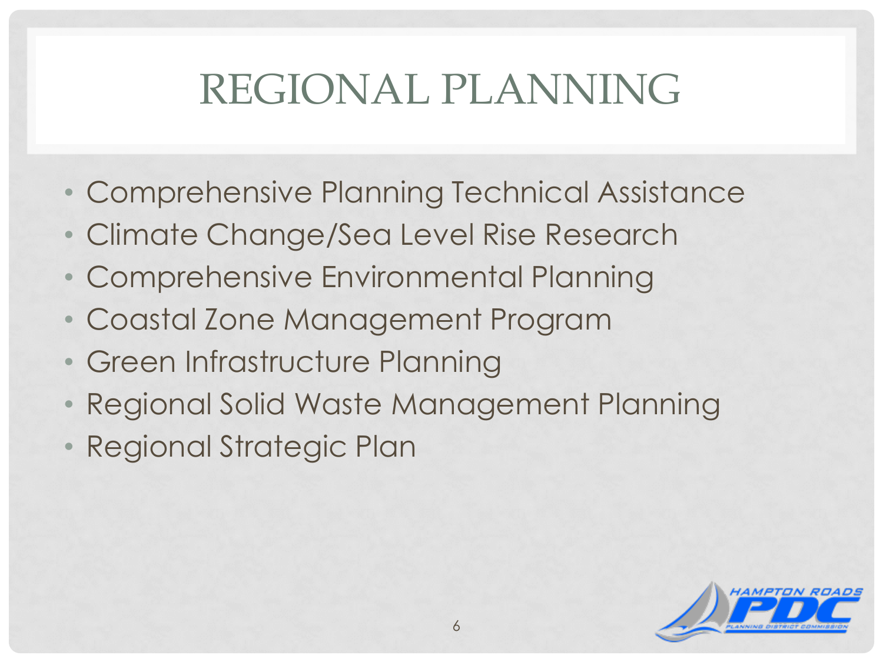# REGIONAL PLANNING

- Comprehensive Planning Technical Assistance
- Climate Change/Sea Level Rise Research
- Comprehensive Environmental Planning
- Coastal Zone Management Program
- Green Infrastructure Planning
- Regional Solid Waste Management Planning
- Regional Strategic Plan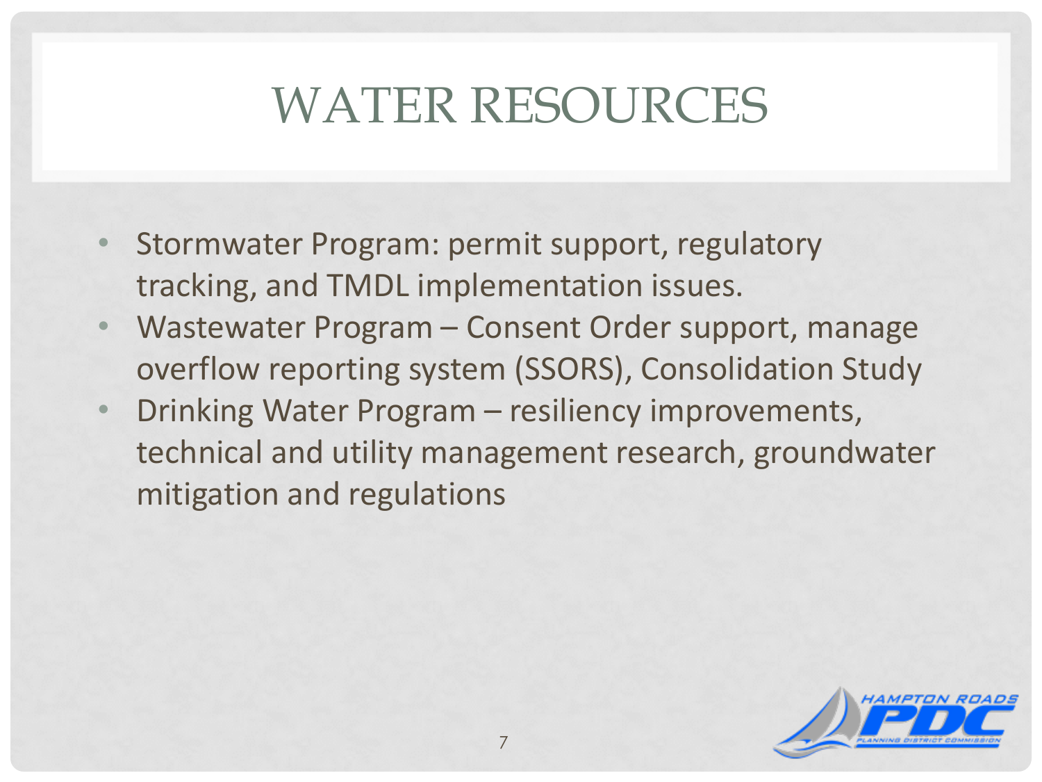# WATER RESOURCES

- Stormwater Program: permit support, regulatory tracking, and TMDL implementation issues.
- Wastewater Program – Consent Order support, manage overflow reporting system (SSORS), Consolidation Study
- Drinking Water Program – resiliency improvements, technical and utility management research, groundwater mitigation and regulations